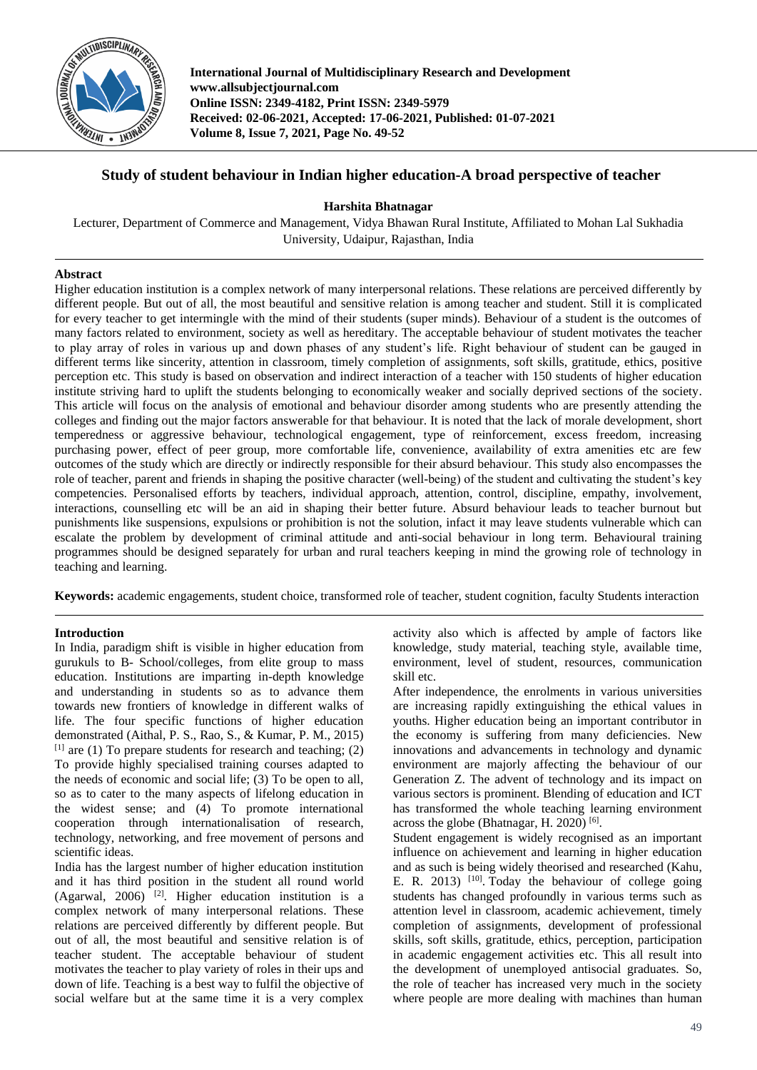**International Journal of Multidisciplinary Research and Development**
**www.allsubjectjournal.com**
**Online ISSN: 2349-4182, Print ISSN: 2349-5979**
**Received: 02-06-2021, Accepted: 17-06-2021, Published: 01-07-2021**
**Volume 8, Issue 7, 2021, Page No. 49-52**

# Study of student behaviour in Indian higher education-A broad perspective of teacher

**Harshita Bhatnagar**

Lecturer, Department of Commerce and Management, Vidya Bhawan Rural Institute, Affiliated to Mohan Lal Sukhadia University, Udaipur, Rajasthan, India

## Abstract

Higher education institution is a complex network of many interpersonal relations. These relations are perceived differently by different people. But out of all, the most beautiful and sensitive relation is among teacher and student. Still it is complicated for every teacher to get intermingle with the mind of their students (super minds). Behaviour of a student is the outcomes of many factors related to environment, society as well as hereditary. The acceptable behaviour of student motivates the teacher to play array of roles in various up and down phases of any student's life. Right behaviour of student can be gauged in different terms like sincerity, attention in classroom, timely completion of assignments, soft skills, gratitude, ethics, positive perception etc. This study is based on observation and indirect interaction of a teacher with 150 students of higher education institute striving hard to uplift the students belonging to economically weaker and socially deprived sections of the society. This article will focus on the analysis of emotional and behaviour disorder among students who are presently attending the colleges and finding out the major factors answerable for that behaviour. It is noted that the lack of morale development, short temperedness or aggressive behaviour, technological engagement, type of reinforcement, excess freedom, increasing purchasing power, effect of peer group, more comfortable life, convenience, availability of extra amenities etc are few outcomes of the study which are directly or indirectly responsible for their absurd behaviour. This study also encompasses the role of teacher, parent and friends in shaping the positive character (well-being) of the student and cultivating the student's key competencies. Personalised efforts by teachers, individual approach, attention, control, discipline, empathy, involvement, interactions, counselling etc will be an aid in shaping their better future. Absurd behaviour leads to teacher burnout but punishments like suspensions, expulsions or prohibition is not the solution, infact it may leave students vulnerable which can escalate the problem by development of criminal attitude and anti-social behaviour in long term. Behavioural training programmes should be designed separately for urban and rural teachers keeping in mind the growing role of technology in teaching and learning.

**Keywords:** academic engagements, student choice, transformed role of teacher, student cognition, faculty Students interaction

## Introduction

In India, paradigm shift is visible in higher education from gurukuls to B- School/colleges, from elite group to mass education. Institutions are imparting in-depth knowledge and understanding in students so as to advance them towards new frontiers of knowledge in different walks of life. The four specific functions of higher education demonstrated (Aithal, P. S., Rao, S., & Kumar, P. M., 2015) [1] are (1) To prepare students for research and teaching; (2) To provide highly specialised training courses adapted to the needs of economic and social life; (3) To be open to all, so as to cater to the many aspects of lifelong education in the widest sense; and (4) To promote international cooperation through internationalisation of research, technology, networking, and free movement of persons and scientific ideas.

India has the largest number of higher education institution and it has third position in the student all round world (Agarwal, 2006) [2]. Higher education institution is a complex network of many interpersonal relations. These relations are perceived differently by different people. But out of all, the most beautiful and sensitive relation is of teacher student. The acceptable behaviour of student motivates the teacher to play variety of roles in their ups and down of life. Teaching is a best way to fulfil the objective of social welfare but at the same time it is a very complex activity also which is affected by ample of factors like knowledge, study material, teaching style, available time, environment, level of student, resources, communication skill etc.

After independence, the enrolments in various universities are increasing rapidly extinguishing the ethical values in youths. Higher education being an important contributor in the economy is suffering from many deficiencies. New innovations and advancements in technology and dynamic environment are majorly affecting the behaviour of our Generation Z. The advent of technology and its impact on various sectors is prominent. Blending of education and ICT has transformed the whole teaching learning environment across the globe (Bhatnagar, H. 2020) [6].

Student engagement is widely recognised as an important influence on achievement and learning in higher education and as such is being widely theorised and researched (Kahu, E. R. 2013) [10]. Today the behaviour of college going students has changed profoundly in various terms such as attention level in classroom, academic achievement, timely completion of assignments, development of professional skills, soft skills, gratitude, ethics, perception, participation in academic engagement activities etc. This all result into the development of unemployed antisocial graduates. So, the role of teacher has increased very much in the society where people are more dealing with machines than human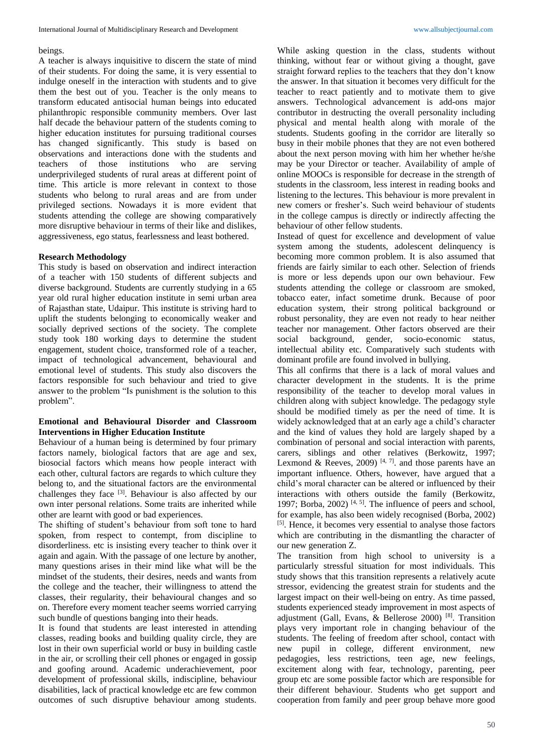beings.

A teacher is always inquisitive to discern the state of mind of their students. For doing the same, it is very essential to indulge oneself in the interaction with students and to give them the best out of you. Teacher is the only means to transform educated antisocial human beings into educated philanthropic responsible community members. Over last half decade the behaviour pattern of the students coming to higher education institutes for pursuing traditional courses has changed significantly. This study is based on observations and interactions done with the students and teachers of those institutions who are serving underprivileged students of rural areas at different point of time. This article is more relevant in context to those students who belong to rural areas and are from under privileged sections. Nowadays it is more evident that students attending the college are showing comparatively more disruptive behaviour in terms of their like and dislikes, aggressiveness, ego status, fearlessness and least bothered.

**Research Methodology**

This study is based on observation and indirect interaction of a teacher with 150 students of different subjects and diverse background. Students are currently studying in a 65 year old rural higher education institute in semi urban area of Rajasthan state, Udaipur. This institute is striving hard to uplift the students belonging to economically weaker and socially deprived sections of the society. The complete study took 180 working days to determine the student engagement, student choice, transformed role of a teacher, impact of technological advancement, behavioural and emotional level of students. This study also discovers the factors responsible for such behaviour and tried to give answer to the problem "Is punishment is the solution to this problem".

**Emotional and Behavioural Disorder and Classroom Interventions in Higher Education Institute**

Behaviour of a human being is determined by four primary factors namely, biological factors that are age and sex, biosocial factors which means how people interact with each other, cultural factors are regards to which culture they belong to, and the situational factors are the environmental challenges they face [3]. Behaviour is also affected by our own inter personal relations. Some traits are inherited while other are learnt with good or bad experiences.

The shifting of student's behaviour from soft tone to hard spoken, from respect to contempt, from discipline to disorderliness. etc is insisting every teacher to think over it again and again. With the passage of one lecture by another, many questions arises in their mind like what will be the mindset of the students, their desires, needs and wants from the college and the teacher, their willingness to attend the classes, their regularity, their behavioural changes and so on. Therefore every moment teacher seems worried carrying such bundle of questions banging into their heads.

It is found that students are least interested in attending classes, reading books and building quality circle, they are lost in their own superficial world or busy in building castle in the air, or scrolling their cell phones or engaged in gossip and goofing around. Academic underachievement, poor development of professional skills, indiscipline, behaviour disabilities, lack of practical knowledge etc are few common outcomes of such disruptive behaviour among students. While asking question in the class, students without thinking, without fear or without giving a thought, gave straight forward replies to the teachers that they don't know the answer. In that situation it becomes very difficult for the teacher to react patiently and to motivate them to give answers. Technological advancement is add-ons major contributor in destructing the overall personality including physical and mental health along with morale of the students. Students goofing in the corridor are literally so busy in their mobile phones that they are not even bothered about the next person moving with him her whether he/she may be your Director or teacher. Availability of ample of online MOOCs is responsible for decrease in the strength of students in the classroom, less interest in reading books and listening to the lectures. This behaviour is more prevalent in new comers or fresher's. Such weird behaviour of students in the college campus is directly or indirectly affecting the behaviour of other fellow students.

Instead of quest for excellence and development of value system among the students, adolescent delinquency is becoming more common problem. It is also assumed that friends are fairly similar to each other. Selection of friends is more or less depends upon our own behaviour. Few students attending the college or classroom are smoked, tobacco eater, infact sometime drunk. Because of poor education system, their strong political background or robust personality, they are even not ready to hear neither teacher nor management. Other factors observed are their social background, gender, socio-economic status, intellectual ability etc. Comparatively such students with dominant profile are found involved in bullying.

This all confirms that there is a lack of moral values and character development in the students. It is the prime responsibility of the teacher to develop moral values in children along with subject knowledge. The pedagogy style should be modified timely as per the need of time. It is widely acknowledged that at an early age a child's character and the kind of values they hold are largely shaped by a combination of personal and social interaction with parents, carers, siblings and other relatives (Berkowitz, 1997; Lexmond & Reeves, 2009) [4, 7]. and those parents have an important influence. Others, however, have argued that a child's moral character can be altered or influenced by their interactions with others outside the family (Berkowitz, 1997; Borba, 2002) [4, 5]. The influence of peers and school, for example, has also been widely recognised (Borba, 2002) [5]. Hence, it becomes very essential to analyse those factors which are contributing in the dismantling the character of our new generation Z.

The transition from high school to university is a particularly stressful situation for most individuals. This study shows that this transition represents a relatively acute stressor, evidencing the greatest strain for students and the largest impact on their well-being on entry. As time passed, students experienced steady improvement in most aspects of adjustment (Gall, Evans, & Bellerose 2000) [8]. Transition plays very important role in changing behaviour of the students. The feeling of freedom after school, contact with new pupil in college, different environment, new pedagogies, less restrictions, teen age, new feelings, excitement along with fear, technology, parenting, peer group etc are some possible factor which are responsible for their different behaviour. Students who get support and cooperation from family and peer group behave more good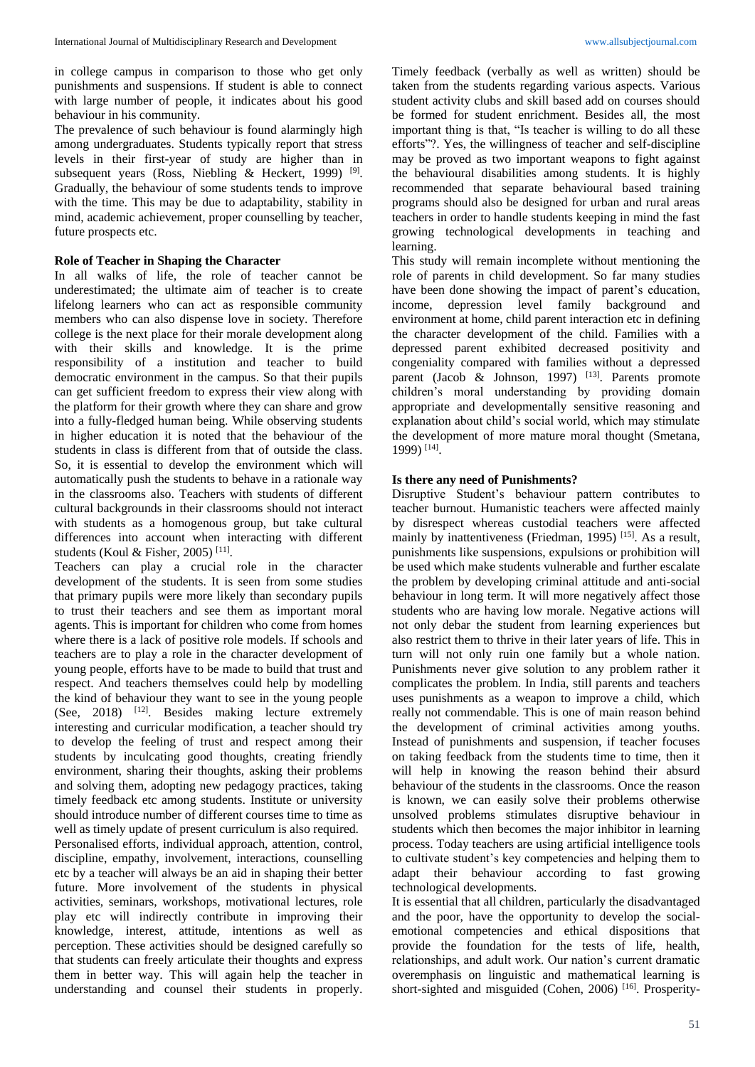in college campus in comparison to those who get only punishments and suspensions. If student is able to connect with large number of people, it indicates about his good behaviour in his community.

The prevalence of such behaviour is found alarmingly high among undergraduates. Students typically report that stress levels in their first-year of study are higher than in subsequent years (Ross, Niebling & Heckert, 1999) [9]. Gradually, the behaviour of some students tends to improve with the time. This may be due to adaptability, stability in mind, academic achievement, proper counselling by teacher, future prospects etc.

### Role of Teacher in Shaping the Character

In all walks of life, the role of teacher cannot be underestimated; the ultimate aim of teacher is to create lifelong learners who can act as responsible community members who can also dispense love in society. Therefore college is the next place for their morale development along with their skills and knowledge. It is the prime responsibility of a institution and teacher to build democratic environment in the campus. So that their pupils can get sufficient freedom to express their view along with the platform for their growth where they can share and grow into a fully-fledged human being. While observing students in higher education it is noted that the behaviour of the students in class is different from that of outside the class. So, it is essential to develop the environment which will automatically push the students to behave in a rationale way in the classrooms also. Teachers with students of different cultural backgrounds in their classrooms should not interact with students as a homogenous group, but take cultural differences into account when interacting with different students (Koul & Fisher, 2005) [11].

Teachers can play a crucial role in the character development of the students. It is seen from some studies that primary pupils were more likely than secondary pupils to trust their teachers and see them as important moral agents. This is important for children who come from homes where there is a lack of positive role models. If schools and teachers are to play a role in the character development of young people, efforts have to be made to build that trust and respect. And teachers themselves could help by modelling the kind of behaviour they want to see in the young people (See, 2018) [12]. Besides making lecture extremely interesting and curricular modification, a teacher should try to develop the feeling of trust and respect among their students by inculcating good thoughts, creating friendly environment, sharing their thoughts, asking their problems and solving them, adopting new pedagogy practices, taking timely feedback etc among students. Institute or university should introduce number of different courses time to time as well as timely update of present curriculum is also required.

Personalised efforts, individual approach, attention, control, discipline, empathy, involvement, interactions, counselling etc by a teacher will always be an aid in shaping their better future. More involvement of the students in physical activities, seminars, workshops, motivational lectures, role play etc will indirectly contribute in improving their knowledge, interest, attitude, intentions as well as perception. These activities should be designed carefully so that students can freely articulate their thoughts and express them in better way. This will again help the teacher in understanding and counsel their students in properly. Timely feedback (verbally as well as written) should be taken from the students regarding various aspects. Various student activity clubs and skill based add on courses should be formed for student enrichment. Besides all, the most important thing is that, "Is teacher is willing to do all these efforts"?. Yes, the willingness of teacher and self-discipline may be proved as two important weapons to fight against the behavioural disabilities among students. It is highly recommended that separate behavioural based training programs should also be designed for urban and rural areas teachers in order to handle students keeping in mind the fast growing technological developments in teaching and learning.

This study will remain incomplete without mentioning the role of parents in child development. So far many studies have been done showing the impact of parent's education, income, depression level family background and environment at home, child parent interaction etc in defining the character development of the child. Families with a depressed parent exhibited decreased positivity and congeniality compared with families without a depressed parent (Jacob & Johnson, 1997) [13]. Parents promote children's moral understanding by providing domain appropriate and developmentally sensitive reasoning and explanation about child's social world, which may stimulate the development of more mature moral thought (Smetana, 1999) [14].

### Is there any need of Punishments?

Disruptive Student's behaviour pattern contributes to teacher burnout. Humanistic teachers were affected mainly by disrespect whereas custodial teachers were affected mainly by inattentiveness (Friedman, 1995) [15]. As a result, punishments like suspensions, expulsions or prohibition will be used which make students vulnerable and further escalate the problem by developing criminal attitude and anti-social behaviour in long term. It will more negatively affect those students who are having low morale. Negative actions will not only debar the student from learning experiences but also restrict them to thrive in their later years of life. This in turn will not only ruin one family but a whole nation. Punishments never give solution to any problem rather it complicates the problem. In India, still parents and teachers uses punishments as a weapon to improve a child, which really not commendable. This is one of main reason behind the development of criminal activities among youths. Instead of punishments and suspension, if teacher focuses on taking feedback from the students time to time, then it will help in knowing the reason behind their absurd behaviour of the students in the classrooms. Once the reason is known, we can easily solve their problems otherwise unsolved problems stimulates disruptive behaviour in students which then becomes the major inhibitor in learning process. Today teachers are using artificial intelligence tools to cultivate student's key competencies and helping them to adapt their behaviour according to fast growing technological developments.

It is essential that all children, particularly the disadvantaged and the poor, have the opportunity to develop the social-emotional competencies and ethical dispositions that provide the foundation for the tests of life, health, relationships, and adult work. Our nation's current dramatic overemphasis on linguistic and mathematical learning is short-sighted and misguided (Cohen, 2006) [16]. Prosperity-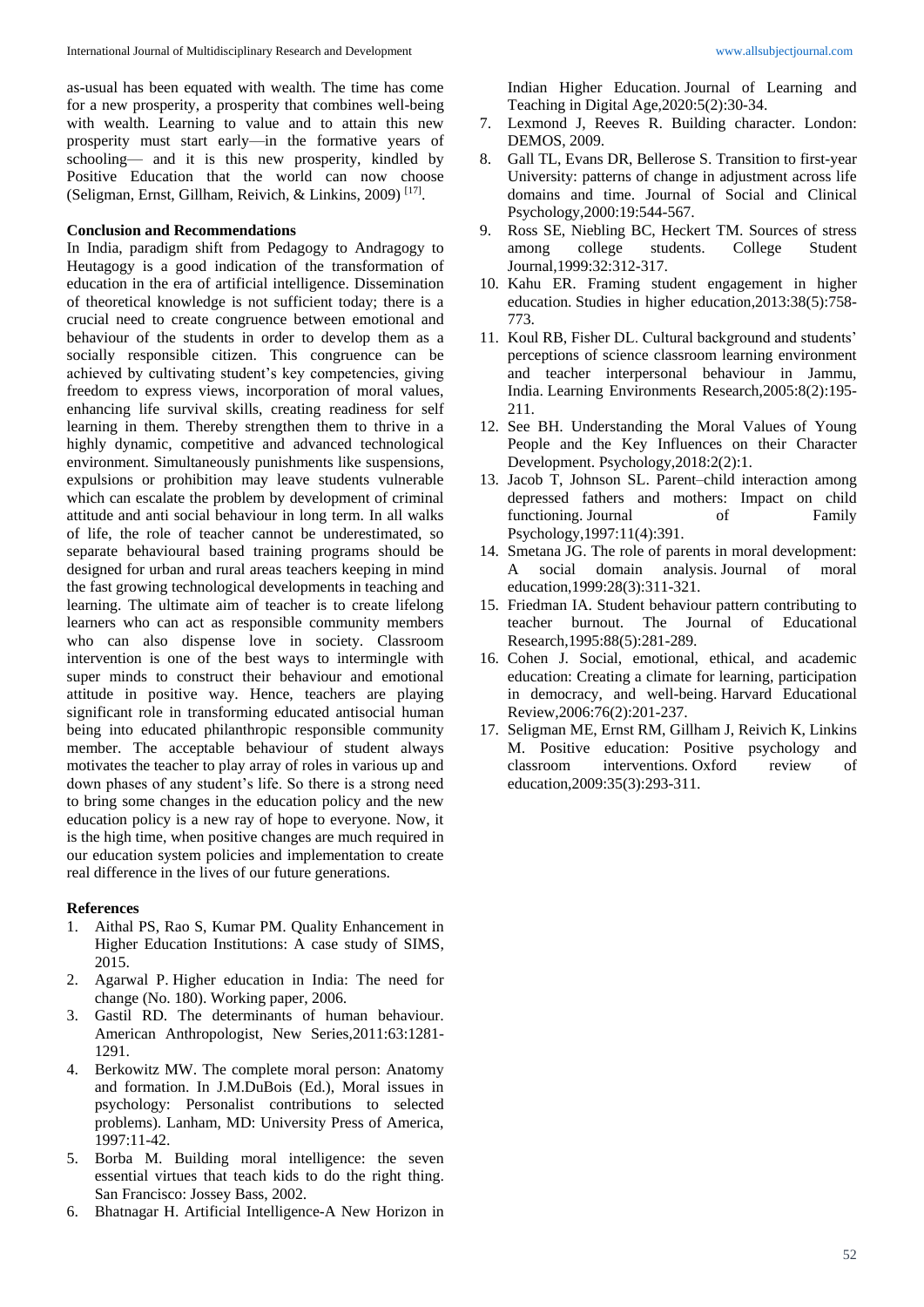as-usual has been equated with wealth. The time has come for a new prosperity, a prosperity that combines well-being with wealth. Learning to value and to attain this new prosperity must start early—in the formative years of schooling— and it is this new prosperity, kindled by Positive Education that the world can now choose (Seligman, Ernst, Gillham, Reivich, & Linkins, 2009) [17].

**Conclusion and Recommendations**

In India, paradigm shift from Pedagogy to Andragogy to Heutagogy is a good indication of the transformation of education in the era of artificial intelligence. Dissemination of theoretical knowledge is not sufficient today; there is a crucial need to create congruence between emotional and behaviour of the students in order to develop them as a socially responsible citizen. This congruence can be achieved by cultivating student's key competencies, giving freedom to express views, incorporation of moral values, enhancing life survival skills, creating readiness for self learning in them. Thereby strengthen them to thrive in a highly dynamic, competitive and advanced technological environment. Simultaneously punishments like suspensions, expulsions or prohibition may leave students vulnerable which can escalate the problem by development of criminal attitude and anti social behaviour in long term. In all walks of life, the role of teacher cannot be underestimated, so separate behavioural based training programs should be designed for urban and rural areas teachers keeping in mind the fast growing technological developments in teaching and learning. The ultimate aim of teacher is to create lifelong learners who can act as responsible community members who can also dispense love in society. Classroom intervention is one of the best ways to intermingle with super minds to construct their behaviour and emotional attitude in positive way. Hence, teachers are playing significant role in transforming educated antisocial human being into educated philanthropic responsible community member. The acceptable behaviour of student always motivates the teacher to play array of roles in various up and down phases of any student's life. So there is a strong need to bring some changes in the education policy and the new education policy is a new ray of hope to everyone. Now, it is the high time, when positive changes are much required in our education system policies and implementation to create real difference in the lives of our future generations.

**References**

1. Aithal PS, Rao S, Kumar PM. Quality Enhancement in Higher Education Institutions: A case study of SIMS, 2015.
2. Agarwal P. Higher education in India: The need for change (No. 180). Working paper, 2006.
3. Gastil RD. The determinants of human behaviour. American Anthropologist, New Series,2011:63:1281-1291.
4. Berkowitz MW. The complete moral person: Anatomy and formation. In J.M.DuBois (Ed.), Moral issues in psychology: Personalist contributions to selected problems). Lanham, MD: University Press of America, 1997:11-42.
5. Borba M. Building moral intelligence: the seven essential virtues that teach kids to do the right thing. San Francisco: Jossey Bass, 2002.
6. Bhatnagar H. Artificial Intelligence-A New Horizon in Indian Higher Education. Journal of Learning and Teaching in Digital Age,2020:5(2):30-34.
7. Lexmond J, Reeves R. Building character. London: DEMOS, 2009.
8. Gall TL, Evans DR, Bellerose S. Transition to first-year University: patterns of change in adjustment across life domains and time. Journal of Social and Clinical Psychology,2000:19:544-567.
9. Ross SE, Niebling BC, Heckert TM. Sources of stress among college students. College Student Journal,1999:32:312-317.
10. Kahu ER. Framing student engagement in higher education. Studies in higher education,2013:38(5):758-773.
11. Koul RB, Fisher DL. Cultural background and students' perceptions of science classroom learning environment and teacher interpersonal behaviour in Jammu, India. Learning Environments Research,2005:8(2):195-211.
12. See BH. Understanding the Moral Values of Young People and the Key Influences on their Character Development. Psychology,2018:2(2):1.
13. Jacob T, Johnson SL. Parent–child interaction among depressed fathers and mothers: Impact on child functioning. Journal of Family Psychology,1997:11(4):391.
14. Smetana JG. The role of parents in moral development: A social domain analysis. Journal of moral education,1999:28(3):311-321.
15. Friedman IA. Student behaviour pattern contributing to teacher burnout. The Journal of Educational Research,1995:88(5):281-289.
16. Cohen J. Social, emotional, ethical, and academic education: Creating a climate for learning, participation in democracy, and well-being. Harvard Educational Review,2006:76(2):201-237.
17. Seligman ME, Ernst RM, Gillham J, Reivich K, Linkins M. Positive education: Positive psychology and classroom interventions. Oxford review of education,2009:35(3):293-311.